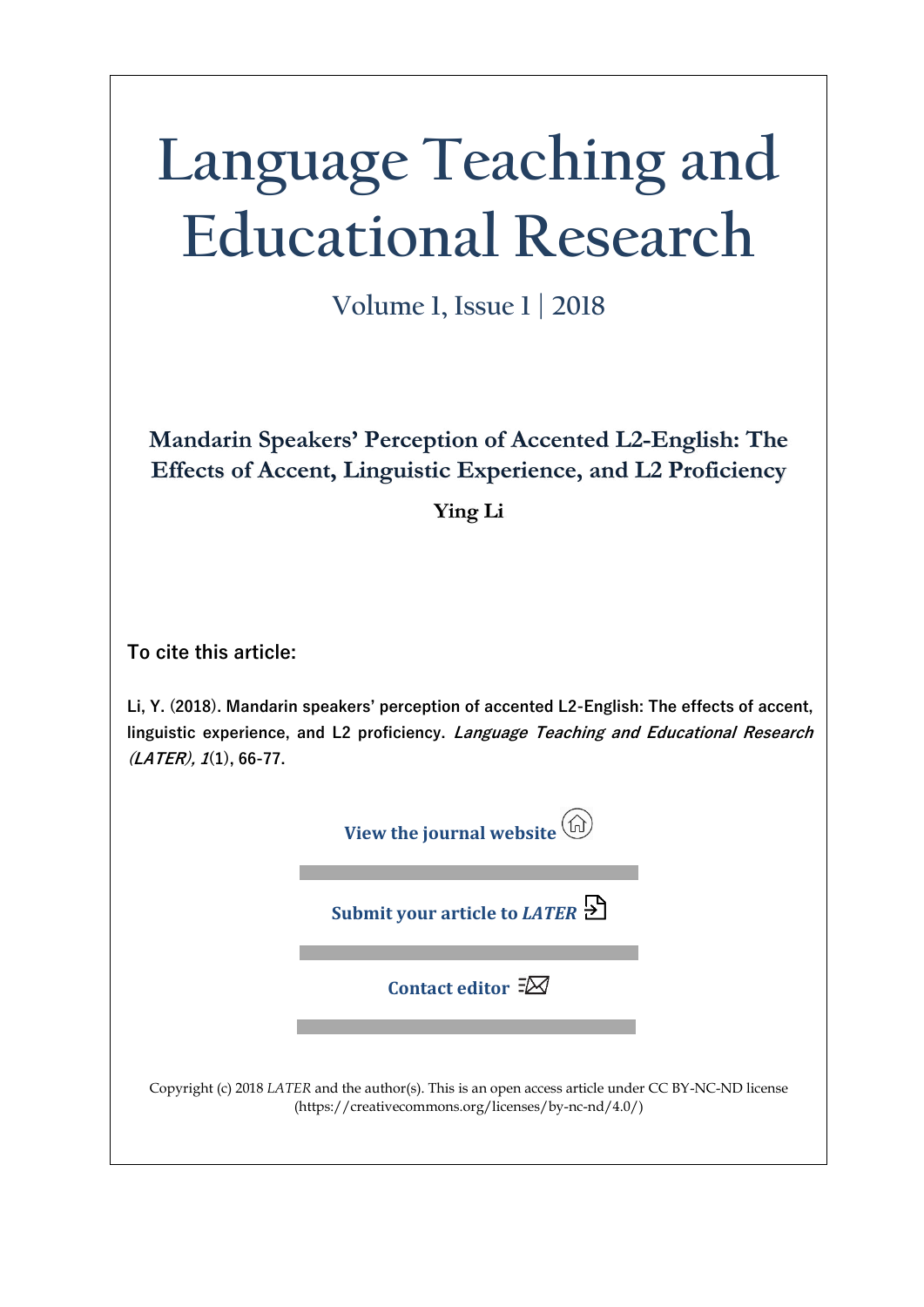# Language Teaching and Educational Research

Volume 1, Issue 1 | 2018

## Mandarin Speakers' Perception of Accented L2-English: The Effects of Accent, Linguistic Experience, and L2 Proficiency

**Ying Li**

**To cite this article:**

**Li, Y. (2018). Mandarin speakers' perception of accented L2-English: The effects of accent, linguistic experience, and L2 proficiency. *Language Teaching and Educational Research (LATER), 1*(1), 66-77.**

**View the journal website**

**Submit your article to *LATER***

**Contact editor**

Copyright (c) 2018 *LATER* and the author(s). This is an open access article under CC BY-NC-ND license (https://creativecommons.org/licenses/by-nc-nd/4.0/)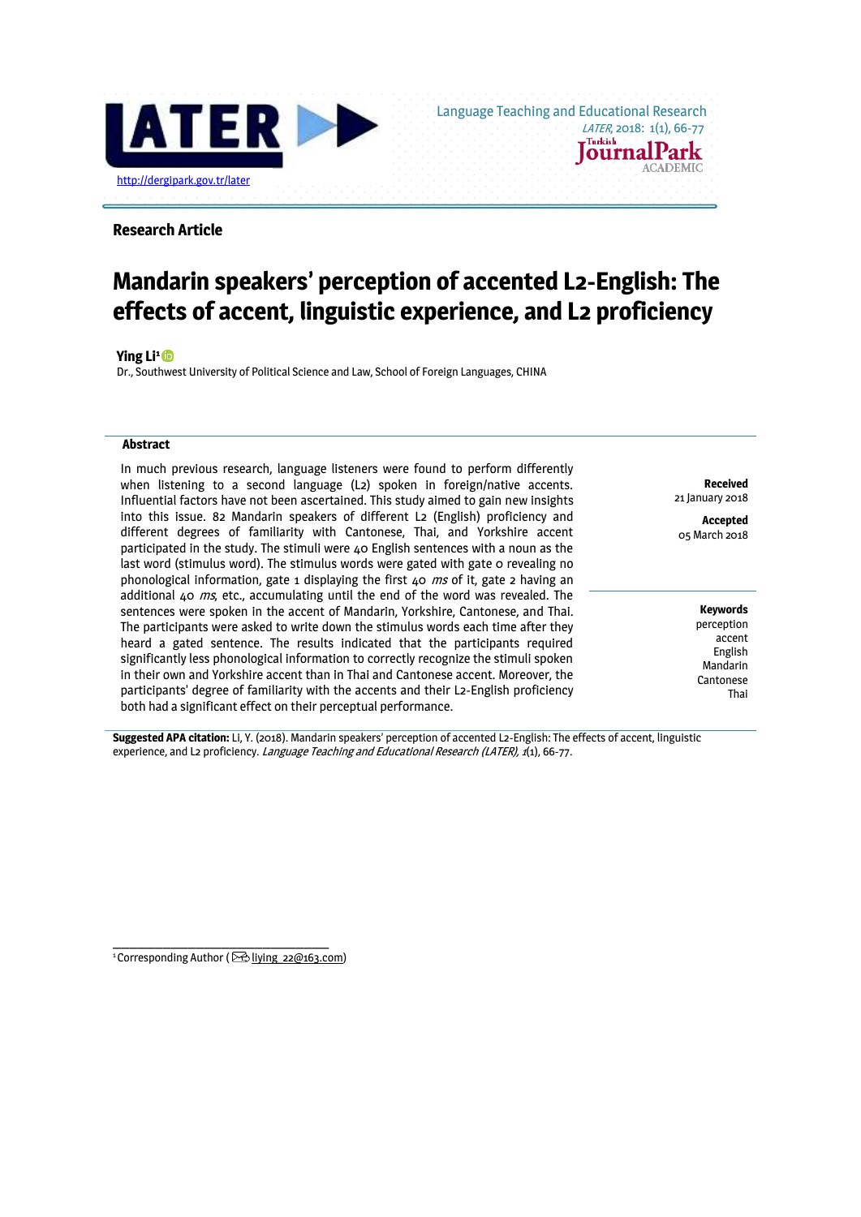**Research Article**

# Mandarin speakers' perception of accented L2-English: The effects of accent, linguistic experience, and L2 proficiency

**Ying Li**[1]

Dr., Southwest University of Political Science and Law, School of Foreign Languages, CHINA

**Abstract**

In much previous research, language listeners were found to perform differently when listening to a second language (L2) spoken in foreign/native accents. Influential factors have not been ascertained. This study aimed to gain new insights into this issue. 82 Mandarin speakers of different L2 (English) proficiency and different degrees of familiarity with Cantonese, Thai, and Yorkshire accent participated in the study. The stimuli were 40 English sentences with a noun as the last word (stimulus word). The stimulus words were gated with gate 0 revealing no phonological information, gate 1 displaying the first 40 *ms* of it, gate 2 having an additional 40 *ms*, etc., accumulating until the end of the word was revealed. The sentences were spoken in the accent of Mandarin, Yorkshire, Cantonese, and Thai. The participants were asked to write down the stimulus words each time after they heard a gated sentence. The results indicated that the participants required significantly less phonological information to correctly recognize the stimuli spoken in their own and Yorkshire accent than in Thai and Cantonese accent. Moreover, the participants' degree of familiarity with the accents and their L2-English proficiency both had a significant effect on their perceptual performance.

**Received**
21 January 2018

**Accepted**
05 March 2018

**Keywords**
perception
accent
English
Mandarin
Cantonese
Thai

**Suggested APA citation:** Li, Y. (2018). Mandarin speakers' perception of accented L2-English: The effects of accent, linguistic experience, and L2 proficiency. *Language Teaching and Educational Research (LATER), 1*(1), 66-77.

[1] Corresponding Author (liying_22@163.com)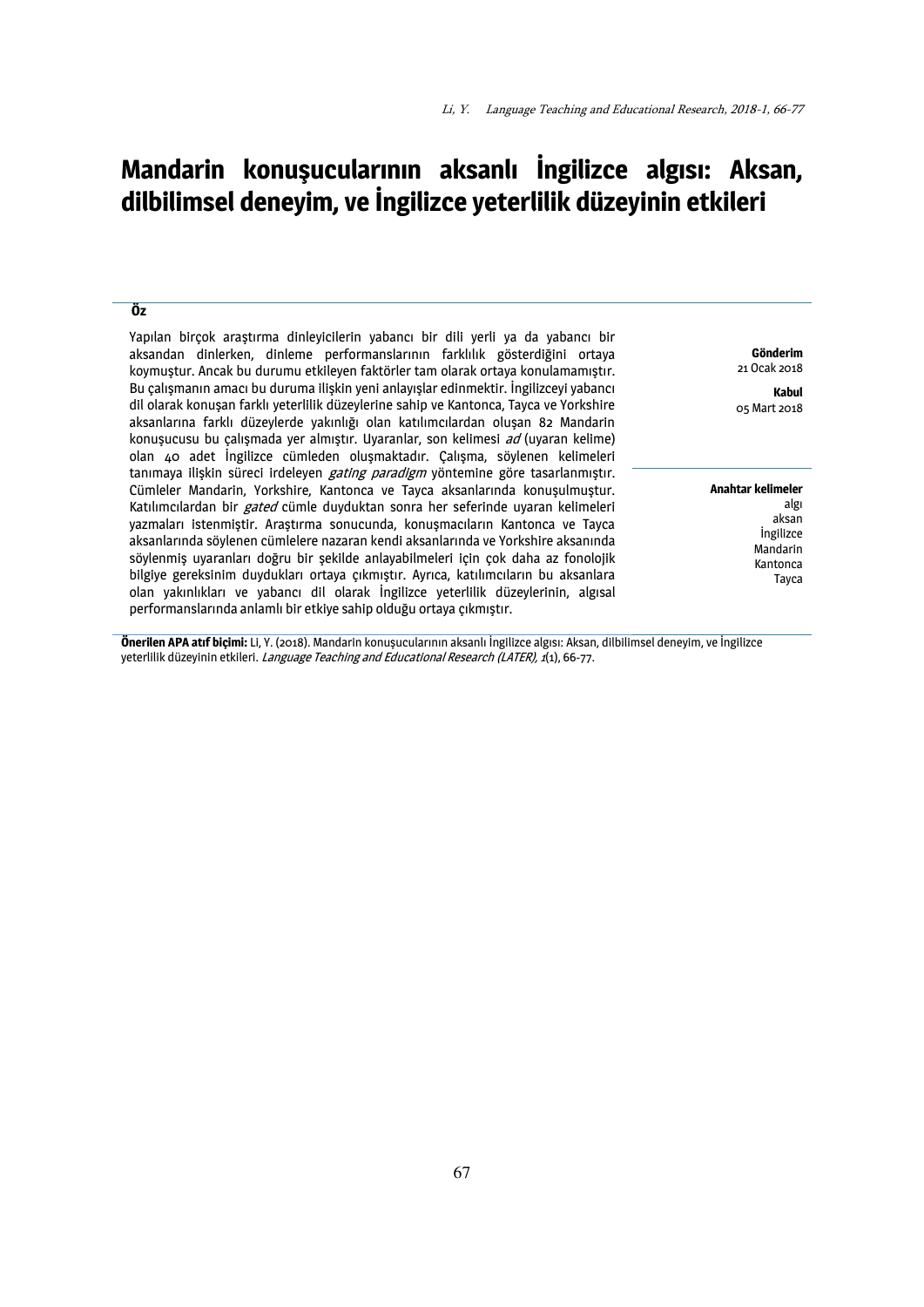# Mandarin konuşucularının aksanlı İngilizce algısı: Aksan, dilbilimsel deneyim, ve İngilizce yeterlilik düzeyinin etkileri

**Öz**

Yapılan birçok araştırma dinleyicilerin yabancı bir dili yerli ya da yabancı bir aksandan dinlerken, dinleme performanslarının farklılık gösterdiğini ortaya koymuştur. Ancak bu durumu etkileyen faktörler tam olarak ortaya konulamamıştır. Bu çalışmanın amacı bu duruma ilişkin yeni anlayışlar edinmektir. İngilizceyi yabancı dil olarak konuşan farklı yeterlilik düzeylerine sahip ve Kantonca, Tayca ve Yorkshire aksanlarına farklı düzeylerde yakınlığı olan katılımcılardan oluşan 82 Mandarin konuşucusu bu çalışmada yer almıştır. Uyaranlar, son kelimesi *ad* (uyaran kelime) olan 40 adet İngilizce cümleden oluşmaktadır. Çalışma, söylenen kelimeleri tanımaya ilişkin süreci irdeleyen *gating paradigm* yöntemine göre tasarlanmıştır. Cümleler Mandarin, Yorkshire, Kantonca ve Tayca aksanlarında konuşulmuştur. Katılımcılardan bir *gated* cümle duyduktan sonra her seferinde uyaran kelimeleri yazmaları istenmiştir. Araştırma sonucunda, konuşmacıların Kantonca ve Tayca aksanlarında söylenen cümlelere nazaran kendi aksanlarında ve Yorkshire aksanında söylenmiş uyaranları doğru bir şekilde anlayabilmeleri için çok daha az fonolojik bilgiye gereksinim duydukları ortaya çıkmıştır. Ayrıca, katılımcıların bu aksanlara olan yakınlıkları ve yabancı dil olarak İngilizce yeterlilik düzeylerinin, algısal performanslarında anlamlı bir etkiye sahip olduğu ortaya çıkmıştır.

**Gönderim**
21 Ocak 2018

**Kabul**
05 Mart 2018

**Anahtar kelimeler**
algı
aksan
İngilizce
Mandarin
Kantonca
Tayca

**Önerilen APA atıf biçimi:** Li, Y. (2018). Mandarin konuşucularının aksanlı İngilizce algısı: Aksan, dilbilimsel deneyim, ve İngilizce yeterlilik düzeyinin etkileri. *Language Teaching and Educational Research (LATER), 1*(1), 66-77.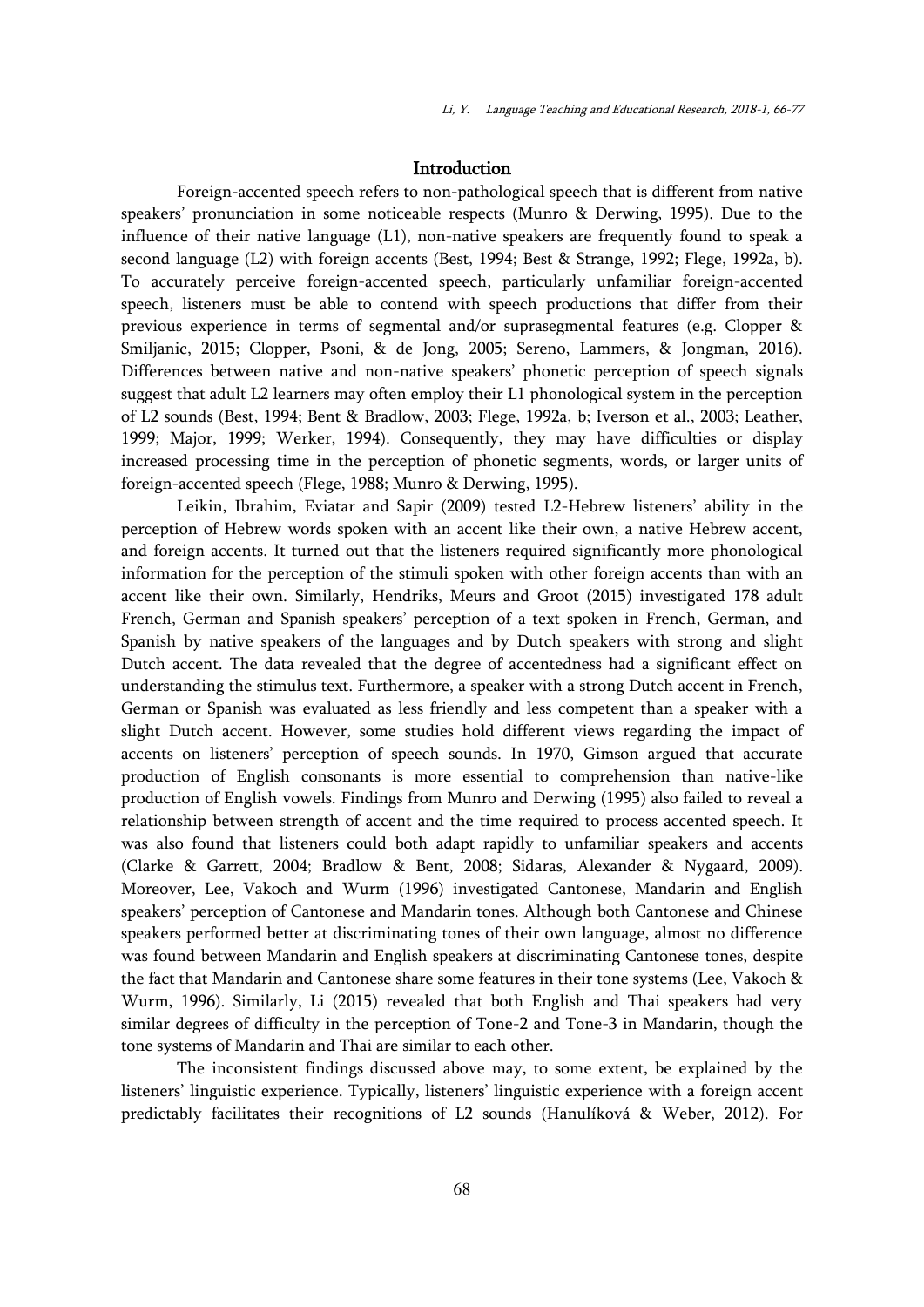## Introduction

Foreign-accented speech refers to non-pathological speech that is different from native speakers' pronunciation in some noticeable respects (Munro & Derwing, 1995). Due to the influence of their native language (L1), non-native speakers are frequently found to speak a second language (L2) with foreign accents (Best, 1994; Best & Strange, 1992; Flege, 1992a, b). To accurately perceive foreign-accented speech, particularly unfamiliar foreign-accented speech, listeners must be able to contend with speech productions that differ from their previous experience in terms of segmental and/or suprasegmental features (e.g. Clopper & Smiljanic, 2015; Clopper, Psoni, & de Jong, 2005; Sereno, Lammers, & Jongman, 2016). Differences between native and non-native speakers' phonetic perception of speech signals suggest that adult L2 learners may often employ their L1 phonological system in the perception of L2 sounds (Best, 1994; Bent & Bradlow, 2003; Flege, 1992a, b; Iverson et al., 2003; Leather, 1999; Major, 1999; Werker, 1994). Consequently, they may have difficulties or display increased processing time in the perception of phonetic segments, words, or larger units of foreign-accented speech (Flege, 1988; Munro & Derwing, 1995).

Leikin, Ibrahim, Eviatar and Sapir (2009) tested L2-Hebrew listeners' ability in the perception of Hebrew words spoken with an accent like their own, a native Hebrew accent, and foreign accents. It turned out that the listeners required significantly more phonological information for the perception of the stimuli spoken with other foreign accents than with an accent like their own. Similarly, Hendriks, Meurs and Groot (2015) investigated 178 adult French, German and Spanish speakers' perception of a text spoken in French, German, and Spanish by native speakers of the languages and by Dutch speakers with strong and slight Dutch accent. The data revealed that the degree of accentedness had a significant effect on understanding the stimulus text. Furthermore, a speaker with a strong Dutch accent in French, German or Spanish was evaluated as less friendly and less competent than a speaker with a slight Dutch accent. However, some studies hold different views regarding the impact of accents on listeners' perception of speech sounds. In 1970, Gimson argued that accurate production of English consonants is more essential to comprehension than native-like production of English vowels. Findings from Munro and Derwing (1995) also failed to reveal a relationship between strength of accent and the time required to process accented speech. It was also found that listeners could both adapt rapidly to unfamiliar speakers and accents (Clarke & Garrett, 2004; Bradlow & Bent, 2008; Sidaras, Alexander & Nygaard, 2009). Moreover, Lee, Vakoch and Wurm (1996) investigated Cantonese, Mandarin and English speakers' perception of Cantonese and Mandarin tones. Although both Cantonese and Chinese speakers performed better at discriminating tones of their own language, almost no difference was found between Mandarin and English speakers at discriminating Cantonese tones, despite the fact that Mandarin and Cantonese share some features in their tone systems (Lee, Vakoch & Wurm, 1996). Similarly, Li (2015) revealed that both English and Thai speakers had very similar degrees of difficulty in the perception of Tone-2 and Tone-3 in Mandarin, though the tone systems of Mandarin and Thai are similar to each other.

The inconsistent findings discussed above may, to some extent, be explained by the listeners' linguistic experience. Typically, listeners' linguistic experience with a foreign accent predictably facilitates their recognitions of L2 sounds (Hanulíková & Weber, 2012). For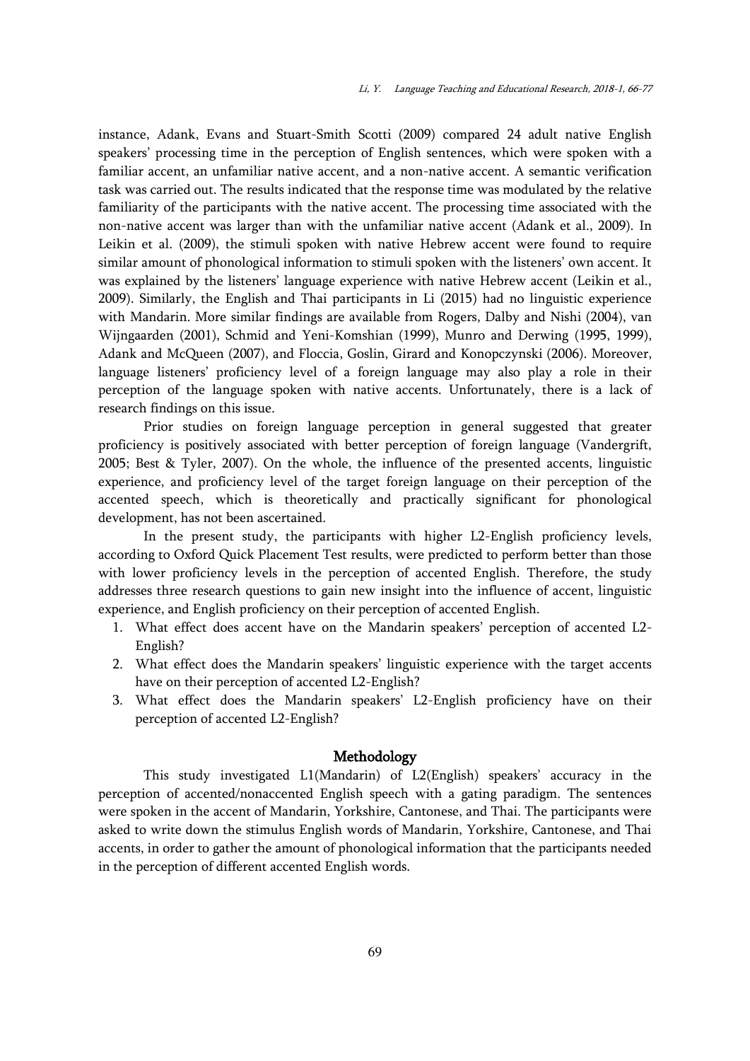instance, Adank, Evans and Stuart-Smith Scotti (2009) compared 24 adult native English speakers' processing time in the perception of English sentences, which were spoken with a familiar accent, an unfamiliar native accent, and a non-native accent. A semantic verification task was carried out. The results indicated that the response time was modulated by the relative familiarity of the participants with the native accent. The processing time associated with the non-native accent was larger than with the unfamiliar native accent (Adank et al., 2009). In Leikin et al. (2009), the stimuli spoken with native Hebrew accent were found to require similar amount of phonological information to stimuli spoken with the listeners' own accent. It was explained by the listeners' language experience with native Hebrew accent (Leikin et al., 2009). Similarly, the English and Thai participants in Li (2015) had no linguistic experience with Mandarin. More similar findings are available from Rogers, Dalby and Nishi (2004), van Wijngaarden (2001), Schmid and Yeni-Komshian (1999), Munro and Derwing (1995, 1999), Adank and McQueen (2007), and Floccia, Goslin, Girard and Konopczynski (2006). Moreover, language listeners' proficiency level of a foreign language may also play a role in their perception of the language spoken with native accents. Unfortunately, there is a lack of research findings on this issue.

Prior studies on foreign language perception in general suggested that greater proficiency is positively associated with better perception of foreign language (Vandergrift, 2005; Best & Tyler, 2007). On the whole, the influence of the presented accents, linguistic experience, and proficiency level of the target foreign language on their perception of the accented speech, which is theoretically and practically significant for phonological development, has not been ascertained.

In the present study, the participants with higher L2-English proficiency levels, according to Oxford Quick Placement Test results, were predicted to perform better than those with lower proficiency levels in the perception of accented English. Therefore, the study addresses three research questions to gain new insight into the influence of accent, linguistic experience, and English proficiency on their perception of accented English.

1. What effect does accent have on the Mandarin speakers' perception of accented L2-English?
2. What effect does the Mandarin speakers' linguistic experience with the target accents have on their perception of accented L2-English?
3. What effect does the Mandarin speakers' L2-English proficiency have on their perception of accented L2-English?

## Methodology

This study investigated L1(Mandarin) of L2(English) speakers' accuracy in the perception of accented/nonaccented English speech with a gating paradigm. The sentences were spoken in the accent of Mandarin, Yorkshire, Cantonese, and Thai. The participants were asked to write down the stimulus English words of Mandarin, Yorkshire, Cantonese, and Thai accents, in order to gather the amount of phonological information that the participants needed in the perception of different accented English words.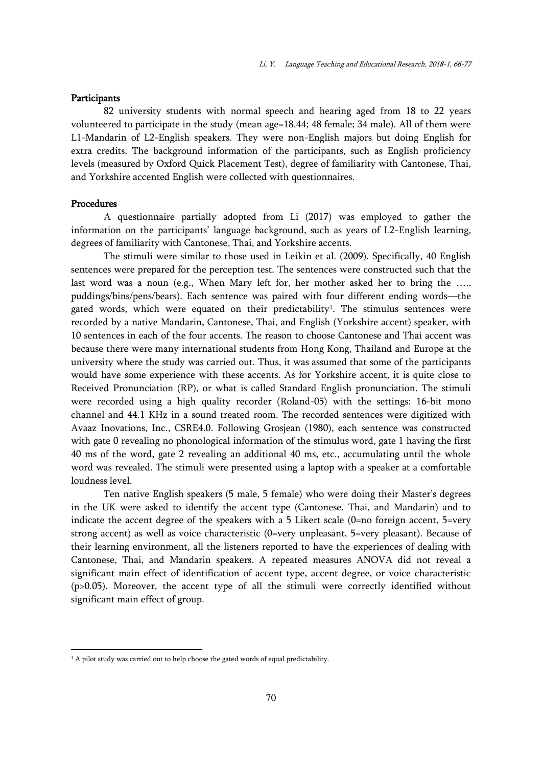### Participants

82 university students with normal speech and hearing aged from 18 to 22 years volunteered to participate in the study (mean age=18.44; 48 female; 34 male). All of them were L1-Mandarin of L2-English speakers. They were non-English majors but doing English for extra credits. The background information of the participants, such as English proficiency levels (measured by Oxford Quick Placement Test), degree of familiarity with Cantonese, Thai, and Yorkshire accented English were collected with questionnaires.

### Procedures

A questionnaire partially adopted from Li (2017) was employed to gather the information on the participants' language background, such as years of L2-English learning, degrees of familiarity with Cantonese, Thai, and Yorkshire accents.

The stimuli were similar to those used in Leikin et al. (2009). Specifically, 40 English sentences were prepared for the perception test. The sentences were constructed such that the last word was a noun (e.g., When Mary left for, her mother asked her to bring the ….. puddings/bins/pens/bears). Each sentence was paired with four different ending words—the gated words, which were equated on their predictability[1]. The stimulus sentences were recorded by a native Mandarin, Cantonese, Thai, and English (Yorkshire accent) speaker, with 10 sentences in each of the four accents. The reason to choose Cantonese and Thai accent was because there were many international students from Hong Kong, Thailand and Europe at the university where the study was carried out. Thus, it was assumed that some of the participants would have some experience with these accents. As for Yorkshire accent, it is quite close to Received Pronunciation (RP), or what is called Standard English pronunciation. The stimuli were recorded using a high quality recorder (Roland-05) with the settings: 16-bit mono channel and 44.1 KHz in a sound treated room. The recorded sentences were digitized with Avaaz Inovations, Inc., CSRE4.0. Following Grosjean (1980), each sentence was constructed with gate 0 revealing no phonological information of the stimulus word, gate 1 having the first 40 ms of the word, gate 2 revealing an additional 40 ms, etc., accumulating until the whole word was revealed. The stimuli were presented using a laptop with a speaker at a comfortable loudness level.

Ten native English speakers (5 male, 5 female) who were doing their Master's degrees in the UK were asked to identify the accent type (Cantonese, Thai, and Mandarin) and to indicate the accent degree of the speakers with a 5 Likert scale (0=no foreign accent, 5=very strong accent) as well as voice characteristic (0=very unpleasant, 5=very pleasant). Because of their learning environment, all the listeners reported to have the experiences of dealing with Cantonese, Thai, and Mandarin speakers. A repeated measures ANOVA did not reveal a significant main effect of identification of accent type, accent degree, or voice characteristic ($p>0.05$). Moreover, the accent type of all the stimuli were correctly identified without significant main effect of group.

---

[1] A pilot study was carried out to help choose the gated words of equal predictability.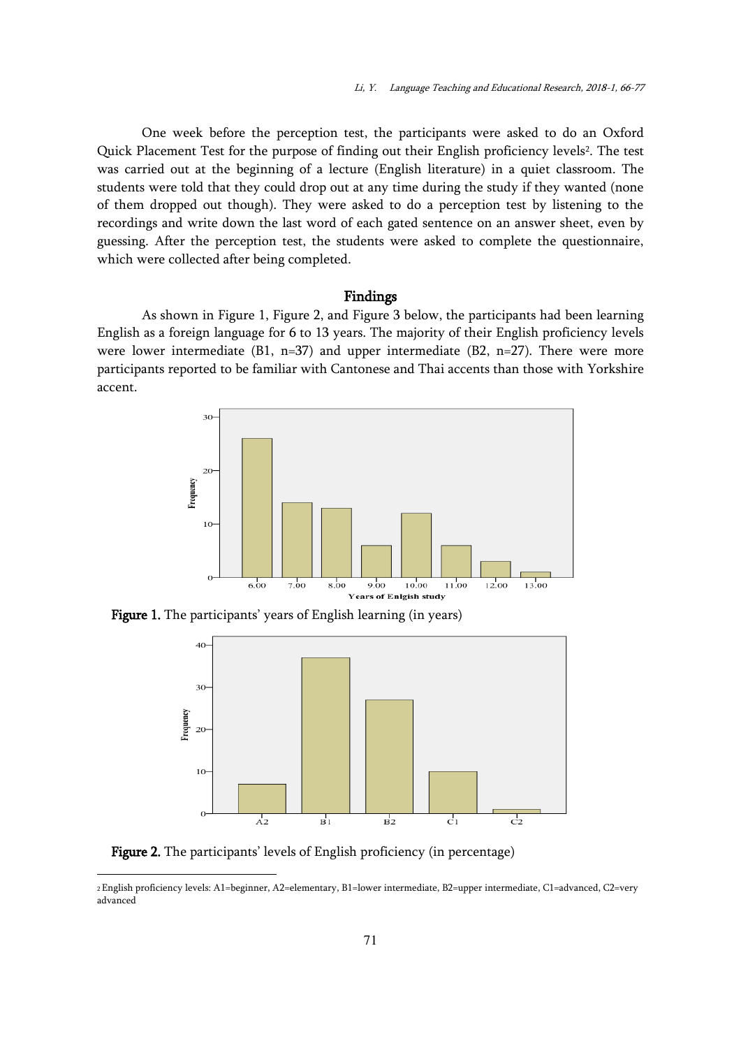One week before the perception test, the participants were asked to do an Oxford Quick Placement Test for the purpose of finding out their English proficiency levels[2]. The test was carried out at the beginning of a lecture (English literature) in a quiet classroom. The students were told that they could drop out at any time during the study if they wanted (none of them dropped out though). They were asked to do a perception test by listening to the recordings and write down the last word of each gated sentence on an answer sheet, even by guessing. After the perception test, the students were asked to complete the questionnaire, which were collected after being completed.

## Findings

As shown in Figure 1, Figure 2, and Figure 3 below, the participants had been learning English as a foreign language for 6 to 13 years. The majority of their English proficiency levels were lower intermediate (B1, n=37) and upper intermediate (B2, n=27). There were more participants reported to be familiar with Cantonese and Thai accents than those with Yorkshire accent.

**Figure 1.** The participants' years of English learning (in years)

**Figure 2.** The participants' levels of English proficiency (in percentage)

[2] English proficiency levels: A1=beginner, A2=elementary, B1=lower intermediate, B2=upper intermediate, C1=advanced, C2=very advanced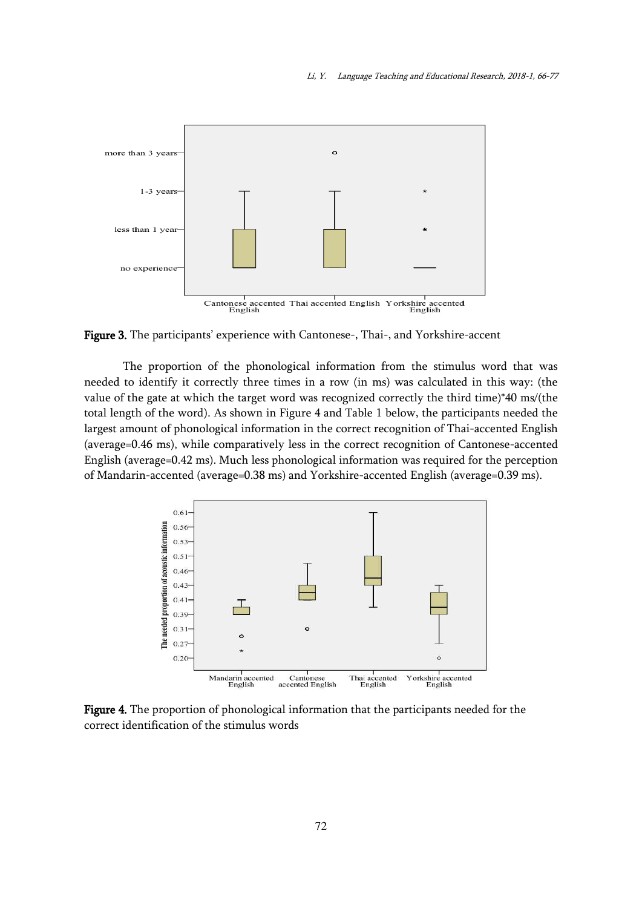**Figure 3.** The participants' experience with Cantonese-, Thai-, and Yorkshire-accent

The proportion of the phonological information from the stimulus word that was needed to identify it correctly three times in a row (in ms) was calculated in this way: (the value of the gate at which the target word was recognized correctly the third time)*40 ms/(the total length of the word). As shown in Figure 4 and Table 1 below, the participants needed the largest amount of phonological information in the correct recognition of Thai-accented English (average=0.46 ms), while comparatively less in the correct recognition of Cantonese-accented English (average=0.42 ms). Much less phonological information was required for the perception of Mandarin-accented (average=0.38 ms) and Yorkshire-accented English (average=0.39 ms).

**Figure 4.** The proportion of phonological information that the participants needed for the correct identification of the stimulus words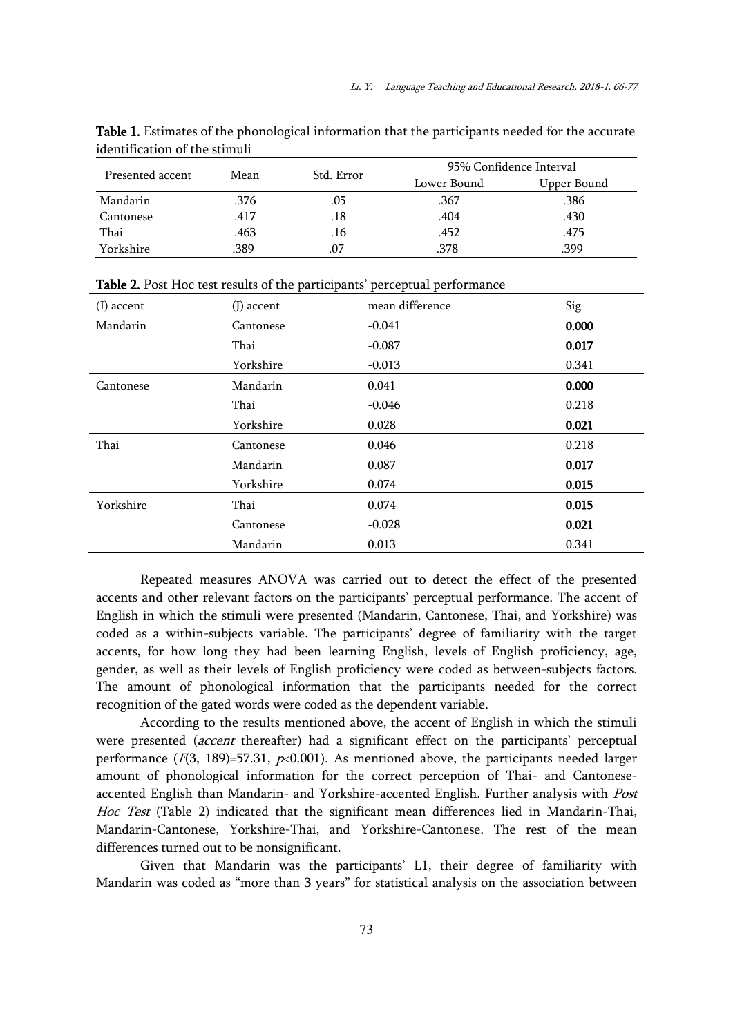**Table 1.** Estimates of the phonological information that the participants needed for the accurate identification of the stimuli

| Presented accent | Mean | Std. Error | 95% Confidence Interval | |
|---|---|---|---|---|
| | | | Lower Bound | Upper Bound |
| Mandarin | .376 | .05 | .367 | .386 |
| Cantonese | .417 | .18 | .404 | .430 |
| Thai | .463 | .16 | .452 | .475 |
| Yorkshire | .389 | .07 | .378 | .399 |

**Table 2.** Post Hoc test results of the participants' perceptual performance

| (I) accent | (J) accent | mean difference | Sig |
|---|---|---|---|
| Mandarin | Cantonese | -0.041 | **0.000** |
| | Thai | -0.087 | **0.017** |
| | Yorkshire | -0.013 | 0.341 |
| Cantonese | Mandarin | 0.041 | **0.000** |
| | Thai | -0.046 | 0.218 |
| | Yorkshire | 0.028 | **0.021** |
| Thai | Cantonese | 0.046 | 0.218 |
| | Mandarin | 0.087 | **0.017** |
| | Yorkshire | 0.074 | **0.015** |
| Yorkshire | Thai | 0.074 | **0.015** |
| | Cantonese | -0.028 | **0.021** |
| | Mandarin | 0.013 | 0.341 |

Repeated measures ANOVA was carried out to detect the effect of the presented accents and other relevant factors on the participants' perceptual performance. The accent of English in which the stimuli were presented (Mandarin, Cantonese, Thai, and Yorkshire) was coded as a within-subjects variable. The participants' degree of familiarity with the target accents, for how long they had been learning English, levels of English proficiency, age, gender, as well as their levels of English proficiency were coded as between-subjects factors. The amount of phonological information that the participants needed for the correct recognition of the gated words were coded as the dependent variable.

According to the results mentioned above, the accent of English in which the stimuli were presented (*accent* thereafter) had a significant effect on the participants' perceptual performance ($F(3, 189)=57.31$, $p<0.001$). As mentioned above, the participants needed larger amount of phonological information for the correct perception of Thai- and Cantonese-accented English than Mandarin- and Yorkshire-accented English. Further analysis with *Post Hoc Test* (Table 2) indicated that the significant mean differences lied in Mandarin-Thai, Mandarin-Cantonese, Yorkshire-Thai, and Yorkshire-Cantonese. The rest of the mean differences turned out to be nonsignificant.

Given that Mandarin was the participants' L1, their degree of familiarity with Mandarin was coded as "more than 3 years" for statistical analysis on the association between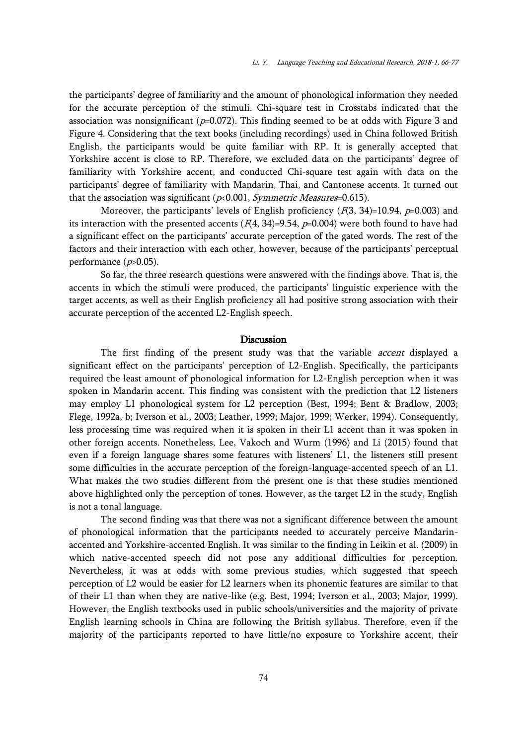the participants' degree of familiarity and the amount of phonological information they needed for the accurate perception of the stimuli. Chi-square test in Crosstabs indicated that the association was nonsignificant ($p$=0.072). This finding seemed to be at odds with Figure 3 and Figure 4. Considering that the text books (including recordings) used in China followed British English, the participants would be quite familiar with RP. It is generally accepted that Yorkshire accent is close to RP. Therefore, we excluded data on the participants' degree of familiarity with Yorkshire accent, and conducted Chi-square test again with data on the participants' degree of familiarity with Mandarin, Thai, and Cantonese accents. It turned out that the association was significant ($p$<0.001, *Symmetric Measures*=0.615).

Moreover, the participants' levels of English proficiency ($F$(3, 34)=10.94, $p$=0.003) and its interaction with the presented accents ($F$(4, 34)=9.54, $p$=0.004) were both found to have had a significant effect on the participants' accurate perception of the gated words. The rest of the factors and their interaction with each other, however, because of the participants' perceptual performance ($p$>0.05).

So far, the three research questions were answered with the findings above. That is, the accents in which the stimuli were produced, the participants' linguistic experience with the target accents, as well as their English proficiency all had positive strong association with their accurate perception of the accented L2-English speech.

## Discussion

The first finding of the present study was that the variable *accent* displayed a significant effect on the participants' perception of L2-English. Specifically, the participants required the least amount of phonological information for L2-English perception when it was spoken in Mandarin accent. This finding was consistent with the prediction that L2 listeners may employ L1 phonological system for L2 perception (Best, 1994; Bent & Bradlow, 2003; Flege, 1992a, b; Iverson et al., 2003; Leather, 1999; Major, 1999; Werker, 1994). Consequently, less processing time was required when it is spoken in their L1 accent than it was spoken in other foreign accents. Nonetheless, Lee, Vakoch and Wurm (1996) and Li (2015) found that even if a foreign language shares some features with listeners' L1, the listeners still present some difficulties in the accurate perception of the foreign-language-accented speech of an L1. What makes the two studies different from the present one is that these studies mentioned above highlighted only the perception of tones. However, as the target L2 in the study, English is not a tonal language.

The second finding was that there was not a significant difference between the amount of phonological information that the participants needed to accurately perceive Mandarin-accented and Yorkshire-accented English. It was similar to the finding in Leikin et al. (2009) in which native-accented speech did not pose any additional difficulties for perception. Nevertheless, it was at odds with some previous studies, which suggested that speech perception of L2 would be easier for L2 learners when its phonemic features are similar to that of their L1 than when they are native-like (e.g. Best, 1994; Iverson et al., 2003; Major, 1999). However, the English textbooks used in public schools/universities and the majority of private English learning schools in China are following the British syllabus. Therefore, even if the majority of the participants reported to have little/no exposure to Yorkshire accent, their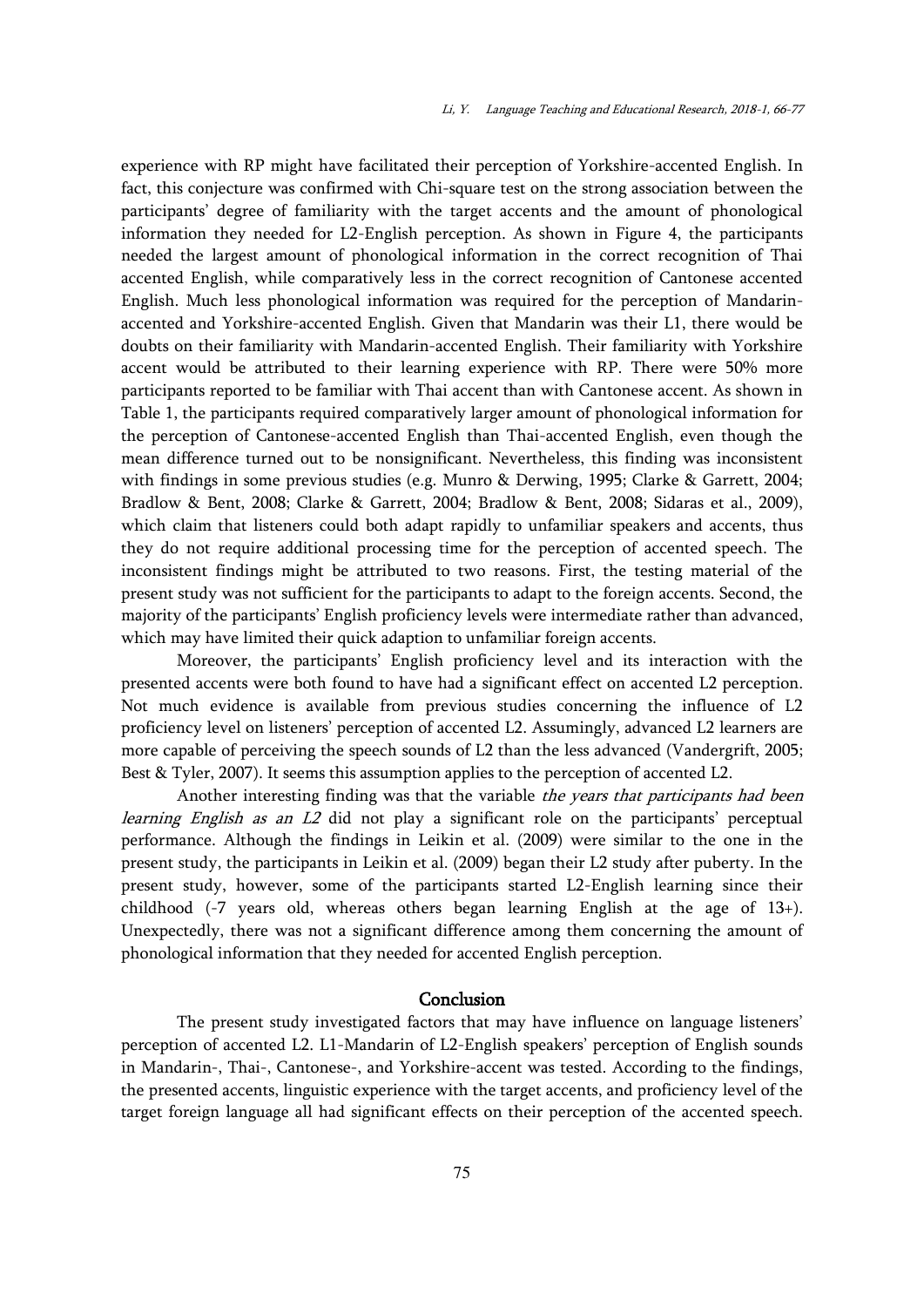experience with RP might have facilitated their perception of Yorkshire-accented English. In fact, this conjecture was confirmed with Chi-square test on the strong association between the participants' degree of familiarity with the target accents and the amount of phonological information they needed for L2-English perception. As shown in Figure 4, the participants needed the largest amount of phonological information in the correct recognition of Thai accented English, while comparatively less in the correct recognition of Cantonese accented English. Much less phonological information was required for the perception of Mandarin-accented and Yorkshire-accented English. Given that Mandarin was their L1, there would be doubts on their familiarity with Mandarin-accented English. Their familiarity with Yorkshire accent would be attributed to their learning experience with RP. There were 50% more participants reported to be familiar with Thai accent than with Cantonese accent. As shown in Table 1, the participants required comparatively larger amount of phonological information for the perception of Cantonese-accented English than Thai-accented English, even though the mean difference turned out to be nonsignificant. Nevertheless, this finding was inconsistent with findings in some previous studies (e.g. Munro & Derwing, 1995; Clarke & Garrett, 2004; Bradlow & Bent, 2008; Clarke & Garrett, 2004; Bradlow & Bent, 2008; Sidaras et al., 2009), which claim that listeners could both adapt rapidly to unfamiliar speakers and accents, thus they do not require additional processing time for the perception of accented speech. The inconsistent findings might be attributed to two reasons. First, the testing material of the present study was not sufficient for the participants to adapt to the foreign accents. Second, the majority of the participants' English proficiency levels were intermediate rather than advanced, which may have limited their quick adaption to unfamiliar foreign accents.

Moreover, the participants' English proficiency level and its interaction with the presented accents were both found to have had a significant effect on accented L2 perception. Not much evidence is available from previous studies concerning the influence of L2 proficiency level on listeners' perception of accented L2. Assumingly, advanced L2 learners are more capable of perceiving the speech sounds of L2 than the less advanced (Vandergrift, 2005; Best & Tyler, 2007). It seems this assumption applies to the perception of accented L2.

Another interesting finding was that the variable *the years that participants had been learning English as an L2* did not play a significant role on the participants' perceptual performance. Although the findings in Leikin et al. (2009) were similar to the one in the present study, the participants in Leikin et al. (2009) began their L2 study after puberty. In the present study, however, some of the participants started L2-English learning since their childhood (-7 years old, whereas others began learning English at the age of 13+). Unexpectedly, there was not a significant difference among them concerning the amount of phonological information that they needed for accented English perception.

## Conclusion

The present study investigated factors that may have influence on language listeners' perception of accented L2. L1-Mandarin of L2-English speakers' perception of English sounds in Mandarin-, Thai-, Cantonese-, and Yorkshire-accent was tested. According to the findings, the presented accents, linguistic experience with the target accents, and proficiency level of the target foreign language all had significant effects on their perception of the accented speech.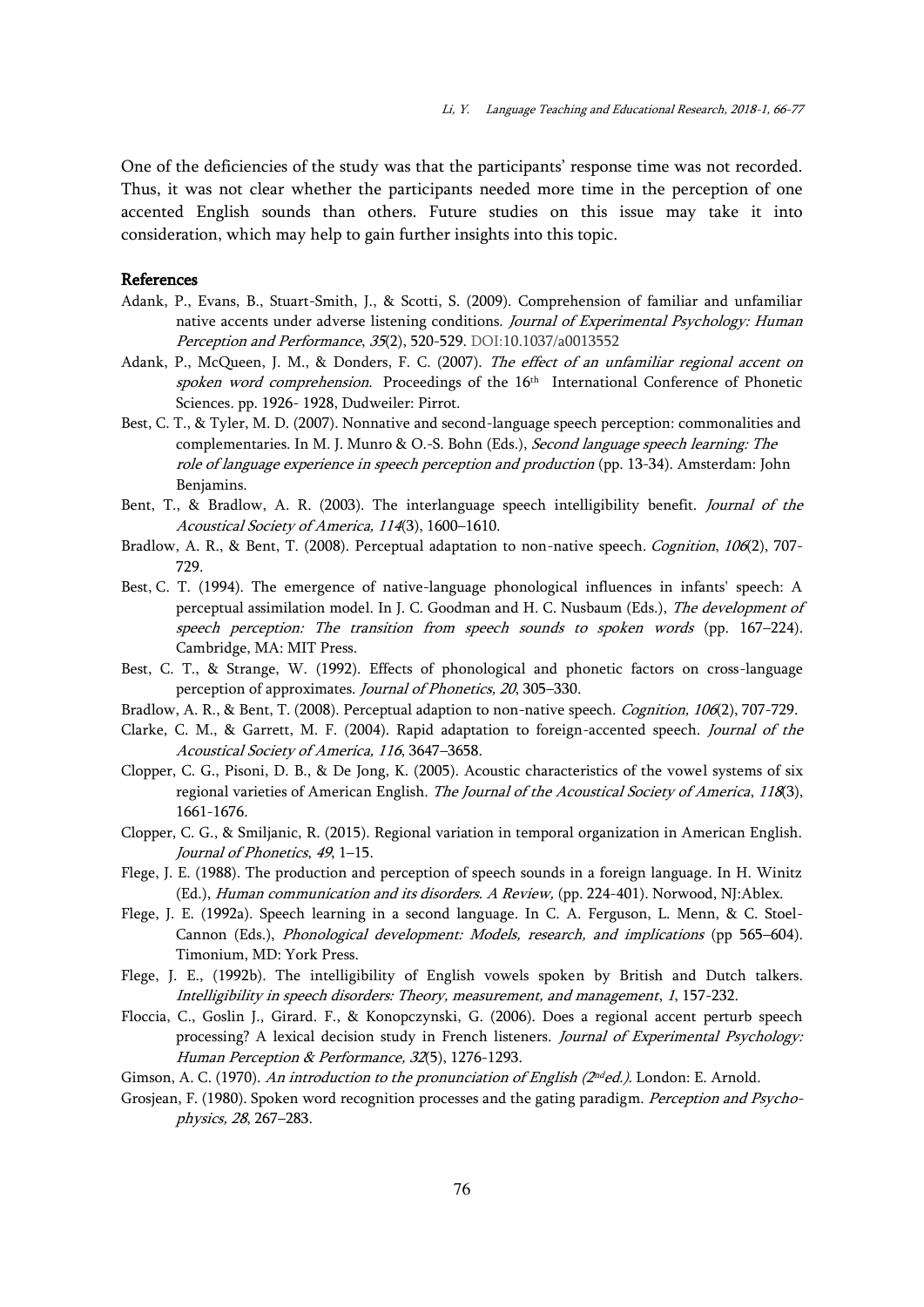One of the deficiencies of the study was that the participants' response time was not recorded. Thus, it was not clear whether the participants needed more time in the perception of one accented English sounds than others. Future studies on this issue may take it into consideration, which may help to gain further insights into this topic.

## References

Adank, P., Evans, B., Stuart-Smith, J., & Scotti, S. (2009). Comprehension of familiar and unfamiliar native accents under adverse listening conditions. *Journal of Experimental Psychology: Human Perception and Performance*, *35*(2), 520-529. DOI:10.1037/a0013552

Adank, P., McQueen, J. M., & Donders, F. C. (2007). *The effect of an unfamiliar regional accent on spoken word comprehension.* Proceedings of the 16th International Conference of Phonetic Sciences. pp. 1926- 1928, Dudweiler: Pirrot.

Best, C. T., & Tyler, M. D. (2007). Nonnative and second-language speech perception: commonalities and complementaries. In M. J. Munro & O.-S. Bohn (Eds.), *Second language speech learning: The role of language experience in speech perception and production* (pp. 13-34). Amsterdam: John Benjamins.

Bent, T., & Bradlow, A. R. (2003). The interlanguage speech intelligibility benefit. *Journal of the Acoustical Society of America, 114*(3), 1600–1610.

Bradlow, A. R., & Bent, T. (2008). Perceptual adaptation to non-native speech. *Cognition*, *106*(2), 707-729.

Best, C. T. (1994). The emergence of native-language phonological influences in infants' speech: A perceptual assimilation model. In J. C. Goodman and H. C. Nusbaum (Eds.), *The development of speech perception: The transition from speech sounds to spoken words* (pp. 167–224). Cambridge, MA: MIT Press.

Best, C. T., & Strange, W. (1992). Effects of phonological and phonetic factors on cross-language perception of approximates. *Journal of Phonetics, 20*, 305–330.

Bradlow, A. R., & Bent, T. (2008). Perceptual adaption to non-native speech. *Cognition, 106*(2), 707-729.

Clarke, C. M., & Garrett, M. F. (2004). Rapid adaptation to foreign-accented speech. *Journal of the Acoustical Society of America, 116*, 3647–3658.

Clopper, C. G., Pisoni, D. B., & De Jong, K. (2005). Acoustic characteristics of the vowel systems of six regional varieties of American English. *The Journal of the Acoustical Society of America*, *118*(3), 1661-1676.

Clopper, C. G., & Smiljanic, R. (2015). Regional variation in temporal organization in American English. *Journal of Phonetics*, *49*, 1–15.

Flege, J. E. (1988). The production and perception of speech sounds in a foreign language. In H. Winitz (Ed.), *Human communication and its disorders. A Review,* (pp. 224-401). Norwood, NJ:Ablex.

Flege, J. E. (1992a). Speech learning in a second language. In C. A. Ferguson, L. Menn, & C. Stoel-Cannon (Eds.), *Phonological development: Models, research, and implications* (pp 565–604). Timonium, MD: York Press.

Flege, J. E., (1992b). The intelligibility of English vowels spoken by British and Dutch talkers. *Intelligibility in speech disorders: Theory, measurement, and management*, *1*, 157-232.

Floccia, C., Goslin J., Girard. F., & Konopczynski, G. (2006). Does a regional accent perturb speech processing? A lexical decision study in French listeners. *Journal of Experimental Psychology: Human Perception & Performance, 32*(5), 1276-1293.

Gimson, A. C. (1970). *An introduction to the pronunciation of English (2nd ed.).* London: E. Arnold.

Grosjean, F. (1980). Spoken word recognition processes and the gating paradigm. *Perception and Psychophysics, 28*, 267–283.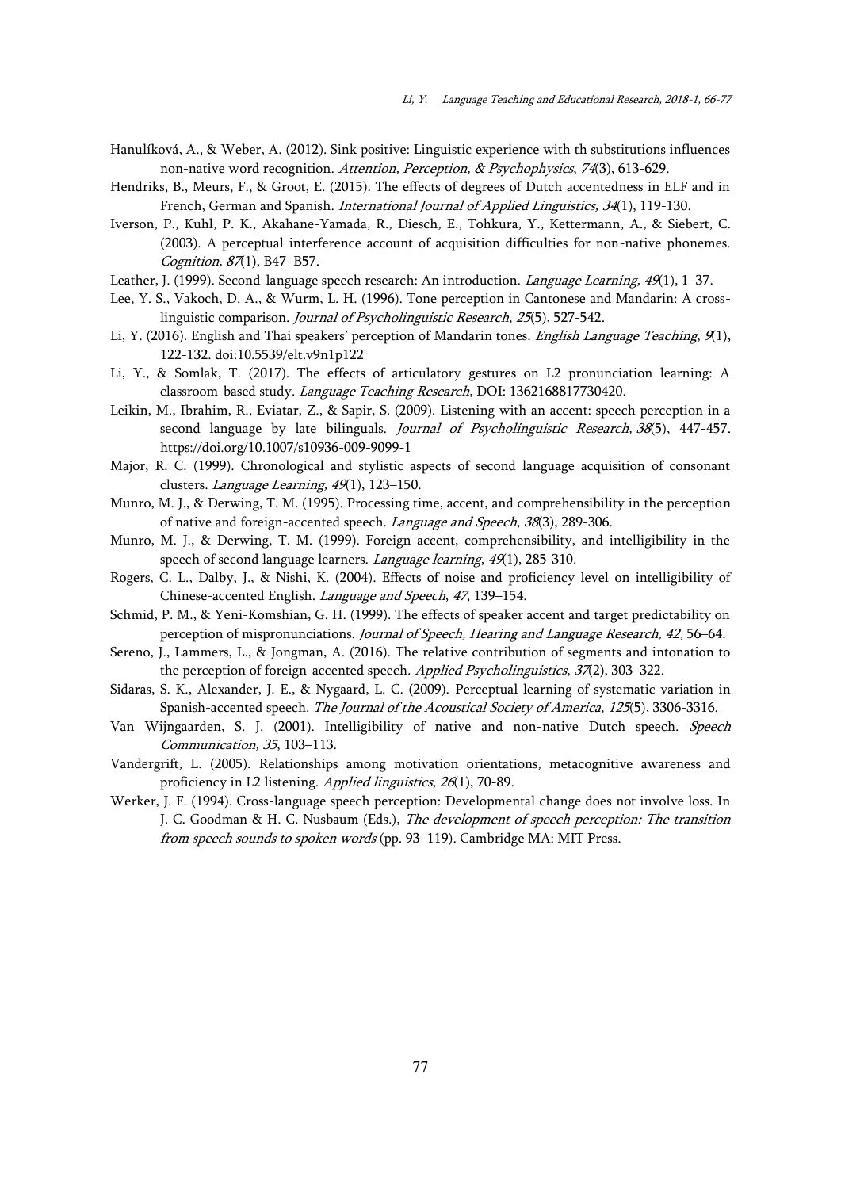Hanulíková, A., & Weber, A. (2012). Sink positive: Linguistic experience with th substitutions influences non-native word recognition. *Attention, Perception, & Psychophysics*, *74*(3), 613-629.

Hendriks, B., Meurs, F., & Groot, E. (2015). The effects of degrees of Dutch accentedness in ELF and in French, German and Spanish. *International Journal of Applied Linguistics, 34*(1), 119-130.

Iverson, P., Kuhl, P. K., Akahane-Yamada, R., Diesch, E., Tohkura, Y., Kettermann, A., & Siebert, C. (2003). A perceptual interference account of acquisition difficulties for non-native phonemes. *Cognition, 87*(1), B47–B57.

Leather, J. (1999). Second-language speech research: An introduction. *Language Learning, 49*(1), 1–37.

Lee, Y. S., Vakoch, D. A., & Wurm, L. H. (1996). Tone perception in Cantonese and Mandarin: A cross-linguistic comparison. *Journal of Psycholinguistic Research*, *25*(5), 527-542.

Li, Y. (2016). English and Thai speakers' perception of Mandarin tones. *English Language Teaching*, *9*(1), 122-132. doi:10.5539/elt.v9n1p122

Li, Y., & Somlak, T. (2017). The effects of articulatory gestures on L2 pronunciation learning: A classroom-based study. *Language Teaching Research*, DOI: 1362168817730420.

Leikin, M., Ibrahim, R., Eviatar, Z., & Sapir, S. (2009). Listening with an accent: speech perception in a second language by late bilinguals. *Journal of Psycholinguistic Research, 38*(5), 447-457. https://doi.org/10.1007/s10936-009-9099-1

Major, R. C. (1999). Chronological and stylistic aspects of second language acquisition of consonant clusters. *Language Learning, 49*(1), 123–150.

Munro, M. J., & Derwing, T. M. (1995). Processing time, accent, and comprehensibility in the perception of native and foreign-accented speech. *Language and Speech*, *38*(3), 289-306.

Munro, M. J., & Derwing, T. M. (1999). Foreign accent, comprehensibility, and intelligibility in the speech of second language learners. *Language learning*, *49*(1), 285-310.

Rogers, C. L., Dalby, J., & Nishi, K. (2004). Effects of noise and proficiency level on intelligibility of Chinese-accented English. *Language and Speech*, *47*, 139–154.

Schmid, P. M., & Yeni-Komshian, G. H. (1999). The effects of speaker accent and target predictability on perception of mispronunciations. *Journal of Speech, Hearing and Language Research, 42*, 56–64.

Sereno, J., Lammers, L., & Jongman, A. (2016). The relative contribution of segments and intonation to the perception of foreign-accented speech. *Applied Psycholinguistics*, *37*(2), 303–322.

Sidaras, S. K., Alexander, J. E., & Nygaard, L. C. (2009). Perceptual learning of systematic variation in Spanish-accented speech. *The Journal of the Acoustical Society of America*, *125*(5), 3306-3316.

Van Wijngaarden, S. J. (2001). Intelligibility of native and non-native Dutch speech. *Speech Communication, 35*, 103–113.

Vandergrift, L. (2005). Relationships among motivation orientations, metacognitive awareness and proficiency in L2 listening. *Applied linguistics*, *26*(1), 70-89.

Werker, J. F. (1994). Cross-language speech perception: Developmental change does not involve loss. In J. C. Goodman & H. C. Nusbaum (Eds.), *The development of speech perception: The transition from speech sounds to spoken words* (pp. 93–119). Cambridge MA: MIT Press.